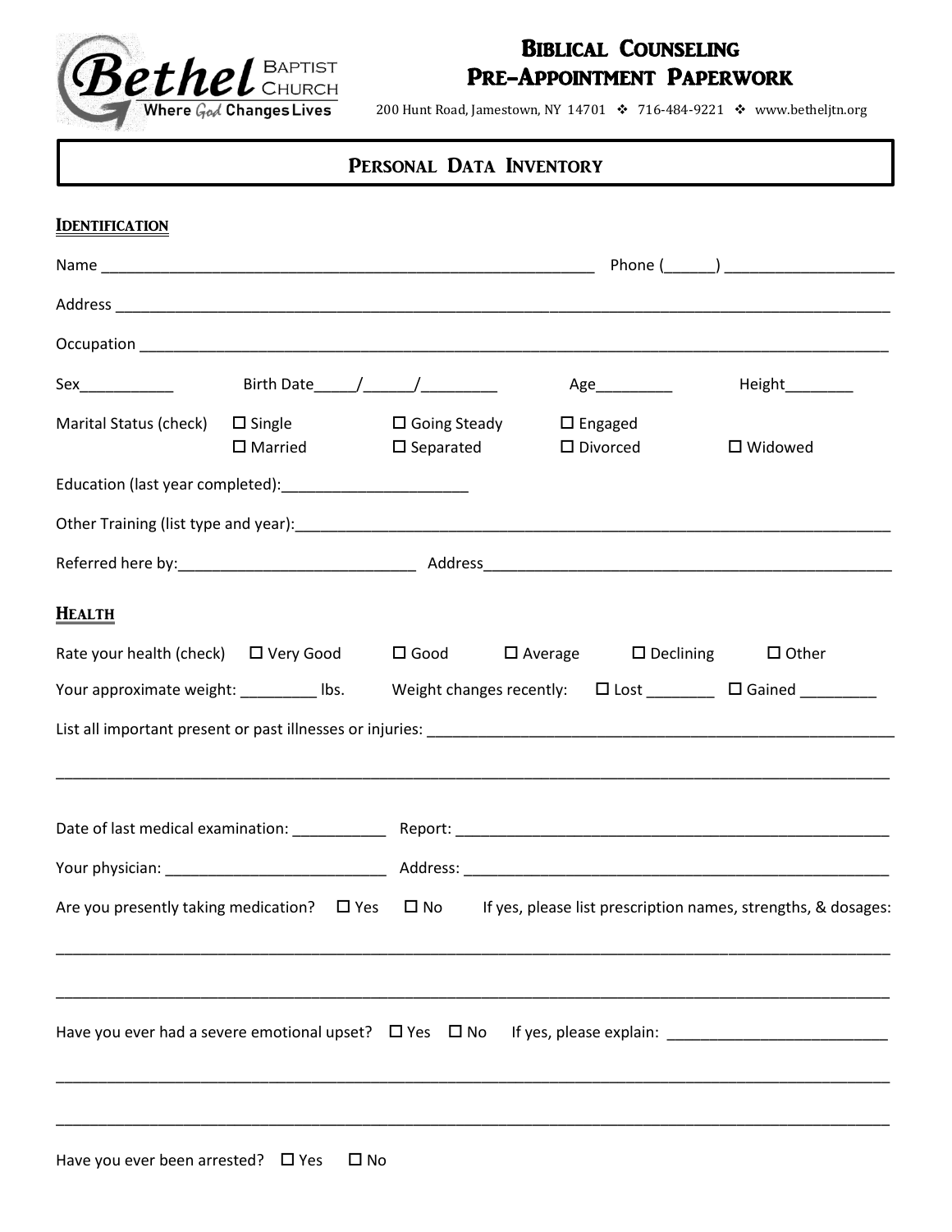Bethel Baptist Church — Where God Changes Lives

# Biblical Counseling Pre-Appointment Paperwork

200 Hunt Road, Jamestown, NY 14701 ❖ 716-484-9221 ❖ www.betheljtn.org

## Personal Data Inventory

### Identification

Name ___________________________________________________________ Phone (______) ____________________

Address ____________________________________________________________________________________________

Occupation _________________________________________________________________________________________

Sex___________ Birth Date_____/______/_________ Age_________ Height________

Marital Status (check) ☐ Single ☐ Going Steady ☐ Engaged ☐ Married ☐ Separated ☐ Divorced ☐ Widowed

Education (last year completed):______________________

Other Training (list type and year):_______________________________________________________________________

Referred here by:____________________________ Address_________________________________________________

### Health

Rate your health (check) ☐ Very Good ☐ Good ☐ Average ☐ Declining ☐ Other

Your approximate weight: _________ lbs. Weight changes recently: ☐ Lost ________ ☐ Gained _________

List all important present or past illnesses or injuries: ________________________________________________________

____________________________________________________________________________________________________

Date of last medical examination: ___________ Report: ______________________________________________________

Your physician: __________________________ Address: ____________________________________________________

Are you presently taking medication? ☐ Yes ☐ No If yes, please list prescription names, strengths, & dosages:

____________________________________________________________________________________________________

____________________________________________________________________________________________________

Have you ever had a severe emotional upset? ☐ Yes ☐ No If yes, please explain: __________________________

____________________________________________________________________________________________________

____________________________________________________________________________________________________

Have you ever been arrested? ☐ Yes ☐ No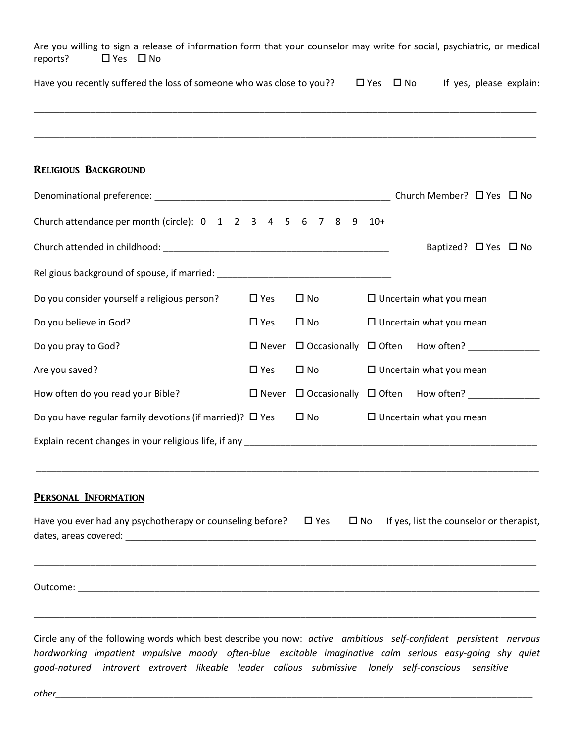Are you willing to sign a release of information form that your counselor may write for social, psychiatric, or medical reports? ☐ Yes ☐ No

Have you recently suffered the loss of someone who was close to you?? ☐ Yes ☐ No If yes, please explain:

_______________________________________________________________________________________________

_______________________________________________________________________________________________

## Religious Background

Denominational preference: _______________________________________________ Church Member? ☐ Yes ☐ No

Church attendance per month (circle): 0 1 2 3 4 5 6 7 8 9 10+

Church attended in childhood: _____________________________________________ Baptized? ☐ Yes ☐ No

Religious background of spouse, if married: __________________________________

Do you consider yourself a religious person? ☐ Yes ☐ No ☐ Uncertain what you mean

Do you believe in God? ☐ Yes ☐ No ☐ Uncertain what you mean

Do you pray to God? ☐ Never ☐ Occasionally ☐ Often How often? ______________

Are you saved? ☐ Yes ☐ No ☐ Uncertain what you mean

How often do you read your Bible? ☐ Never ☐ Occasionally ☐ Often How often? ______________

Do you have regular family devotions (if married)? ☐ Yes ☐ No ☐ Uncertain what you mean

Explain recent changes in your religious life, if any __________________________________________________________

_______________________________________________________________________________________________

## Personal Information

Have you ever had any psychotherapy or counseling before? ☐ Yes ☐ No If yes, list the counselor or therapist, dates, areas covered: ___________________________________________________________________________

_______________________________________________________________________________________________

Outcome: ______________________________________________________________________________________

_______________________________________________________________________________________________

Circle any of the following words which best describe you now: *active ambitious self-confident persistent nervous hardworking impatient impulsive moody often-blue excitable imaginative calm serious easy-going shy quiet good-natured introvert extrovert likeable leader callous submissive lonely self-conscious sensitive*

*other*_________________________________________________________________________________________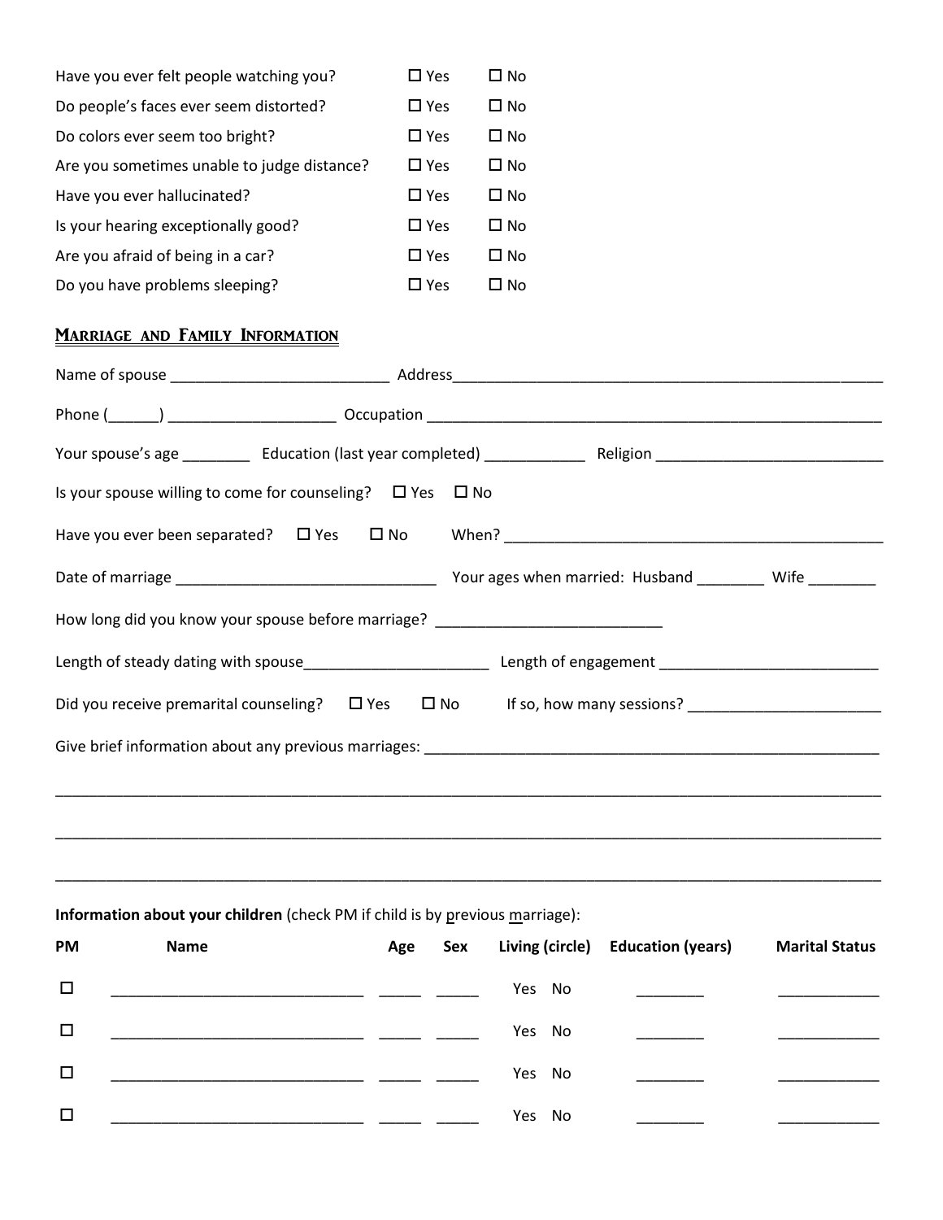Have you ever felt people watching you? ☐ Yes ☐ No

Do people's faces ever seem distorted? ☐ Yes ☐ No

Do colors ever seem too bright? ☐ Yes ☐ No

Are you sometimes unable to judge distance? ☐ Yes ☐ No

Have you ever hallucinated? ☐ Yes ☐ No

Is your hearing exceptionally good? ☐ Yes ☐ No

Are you afraid of being in a car? ☐ Yes ☐ No

Do you have problems sleeping? ☐ Yes ☐ No

## Marriage and Family Information

Name of spouse _________________________ Address_________________________________________________

Phone (______) ___________________ Occupation ______________________________________________________

Your spouse's age ________ Education (last year completed) ___________ Religion __________________________

Is your spouse willing to come for counseling? ☐ Yes ☐ No

Have you ever been separated? ☐ Yes ☐ No When? _____________________________________________

Date of marriage ______________________________ Your ages when married: Husband ________ Wife ________

How long did you know your spouse before marriage? __________________________

Length of steady dating with spouse_____________________ Length of engagement _________________________

Did you receive premarital counseling? ☐ Yes ☐ No If so, how many sessions? ______________________

Give brief information about any previous marriages: _____________________________________________________

_______________________________________________________________________________________________

_______________________________________________________________________________________________

_______________________________________________________________________________________________

**Information about your children** (check PM if child is by previous marriage):

| PM | Name | Age | Sex | Living (circle) | Education (years) | Marital Status |
|---|---|---|---|---|---|---|
| ☐ | ______________________________ | _____ | _____ | Yes No | ________ | ____________ |
| ☐ | ______________________________ | _____ | _____ | Yes No | ________ | ____________ |
| ☐ | ______________________________ | _____ | _____ | Yes No | ________ | ____________ |
| ☐ | ______________________________ | _____ | _____ | Yes No | ________ | ____________ |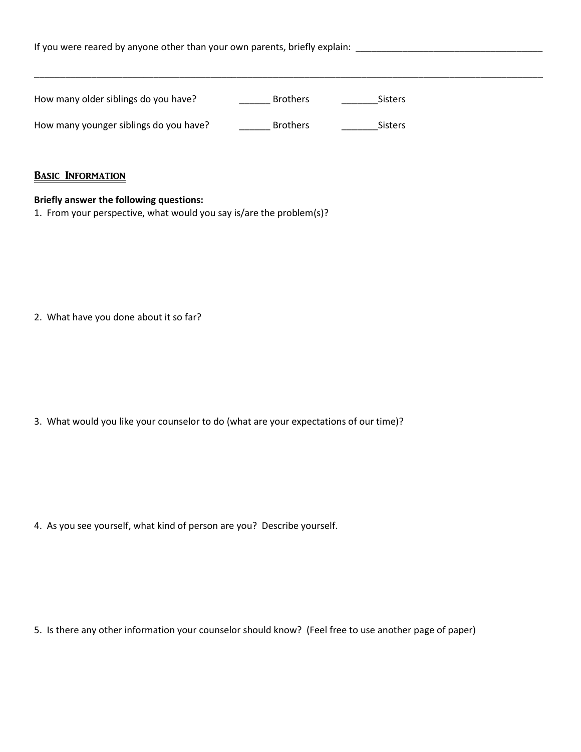If you were reared by anyone other than your own parents, briefly explain: ____________________________________

______________________________________________________________________________________________

How many older siblings do you have? ______ Brothers _______Sisters

How many younger siblings do you have? ______ Brothers _______Sisters

## Basic Information

**Briefly answer the following questions:**

1. From your perspective, what would you say is/are the problem(s)?

2. What have you done about it so far?

3. What would you like your counselor to do (what are your expectations of our time)?

4. As you see yourself, what kind of person are you? Describe yourself.

5. Is there any other information your counselor should know? (Feel free to use another page of paper)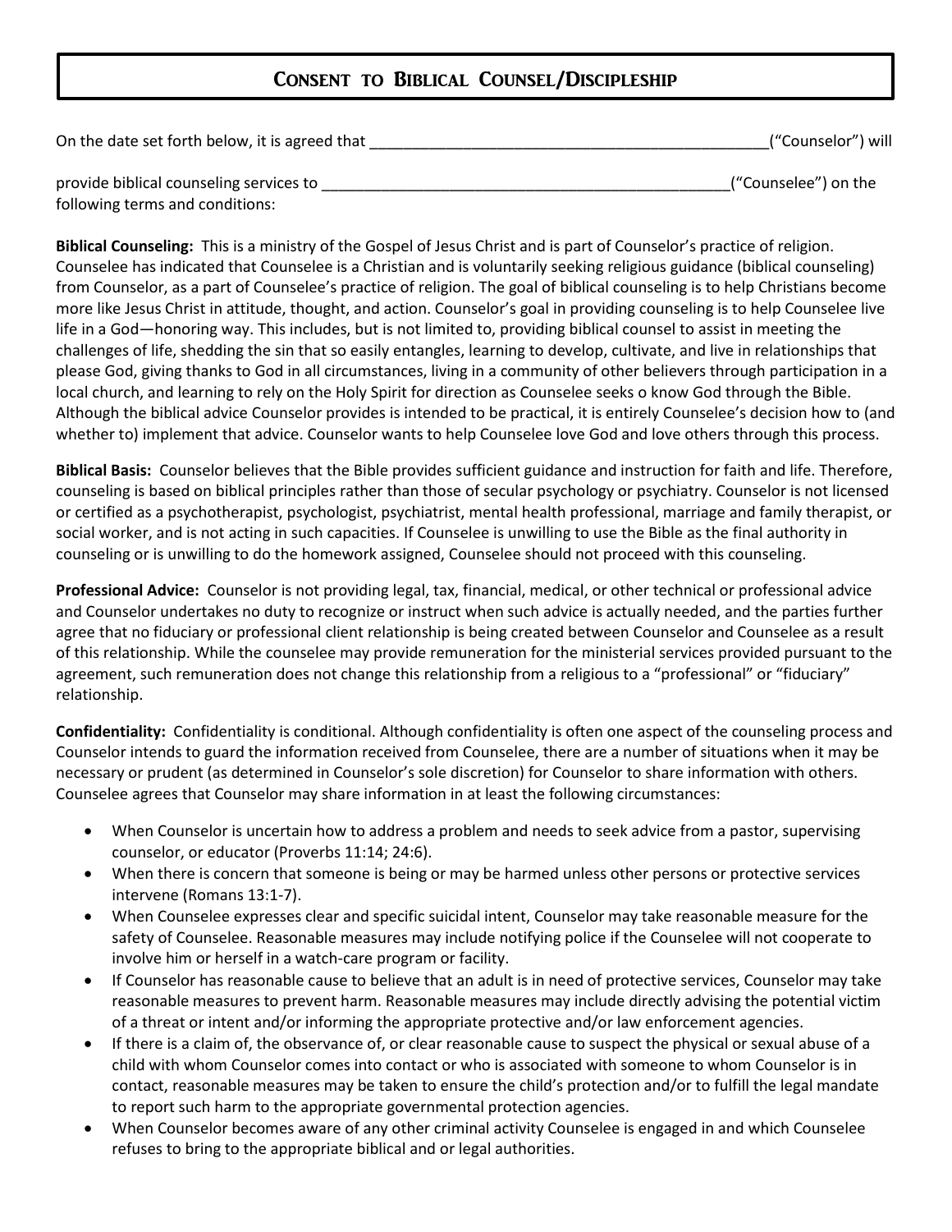# Consent to Biblical Counsel/Discipleship

On the date set forth below, it is agreed that _______________________________________________("Counselor") will

provide biblical counseling services to _________________________________________________("Counselee") on the following terms and conditions:

**Biblical Counseling:** This is a ministry of the Gospel of Jesus Christ and is part of Counselor's practice of religion. Counselee has indicated that Counselee is a Christian and is voluntarily seeking religious guidance (biblical counseling) from Counselor, as a part of Counselee's practice of religion. The goal of biblical counseling is to help Christians become more like Jesus Christ in attitude, thought, and action. Counselor's goal in providing counseling is to help Counselee live life in a God—honoring way. This includes, but is not limited to, providing biblical counsel to assist in meeting the challenges of life, shedding the sin that so easily entangles, learning to develop, cultivate, and live in relationships that please God, giving thanks to God in all circumstances, living in a community of other believers through participation in a local church, and learning to rely on the Holy Spirit for direction as Counselee seeks o know God through the Bible. Although the biblical advice Counselor provides is intended to be practical, it is entirely Counselee's decision how to (and whether to) implement that advice. Counselor wants to help Counselee love God and love others through this process.

**Biblical Basis:** Counselor believes that the Bible provides sufficient guidance and instruction for faith and life. Therefore, counseling is based on biblical principles rather than those of secular psychology or psychiatry. Counselor is not licensed or certified as a psychotherapist, psychologist, psychiatrist, mental health professional, marriage and family therapist, or social worker, and is not acting in such capacities. If Counselee is unwilling to use the Bible as the final authority in counseling or is unwilling to do the homework assigned, Counselee should not proceed with this counseling.

**Professional Advice:** Counselor is not providing legal, tax, financial, medical, or other technical or professional advice and Counselor undertakes no duty to recognize or instruct when such advice is actually needed, and the parties further agree that no fiduciary or professional client relationship is being created between Counselor and Counselee as a result of this relationship. While the counselee may provide remuneration for the ministerial services provided pursuant to the agreement, such remuneration does not change this relationship from a religious to a "professional" or "fiduciary" relationship.

**Confidentiality:** Confidentiality is conditional. Although confidentiality is often one aspect of the counseling process and Counselor intends to guard the information received from Counselee, there are a number of situations when it may be necessary or prudent (as determined in Counselor's sole discretion) for Counselor to share information with others. Counselee agrees that Counselor may share information in at least the following circumstances:

- When Counselor is uncertain how to address a problem and needs to seek advice from a pastor, supervising counselor, or educator (Proverbs 11:14; 24:6).
- When there is concern that someone is being or may be harmed unless other persons or protective services intervene (Romans 13:1-7).
- When Counselee expresses clear and specific suicidal intent, Counselor may take reasonable measure for the safety of Counselee. Reasonable measures may include notifying police if the Counselee will not cooperate to involve him or herself in a watch-care program or facility.
- If Counselor has reasonable cause to believe that an adult is in need of protective services, Counselor may take reasonable measures to prevent harm. Reasonable measures may include directly advising the potential victim of a threat or intent and/or informing the appropriate protective and/or law enforcement agencies.
- If there is a claim of, the observance of, or clear reasonable cause to suspect the physical or sexual abuse of a child with whom Counselor comes into contact or who is associated with someone to whom Counselor is in contact, reasonable measures may be taken to ensure the child's protection and/or to fulfill the legal mandate to report such harm to the appropriate governmental protection agencies.
- When Counselor becomes aware of any other criminal activity Counselee is engaged in and which Counselee refuses to bring to the appropriate biblical and or legal authorities.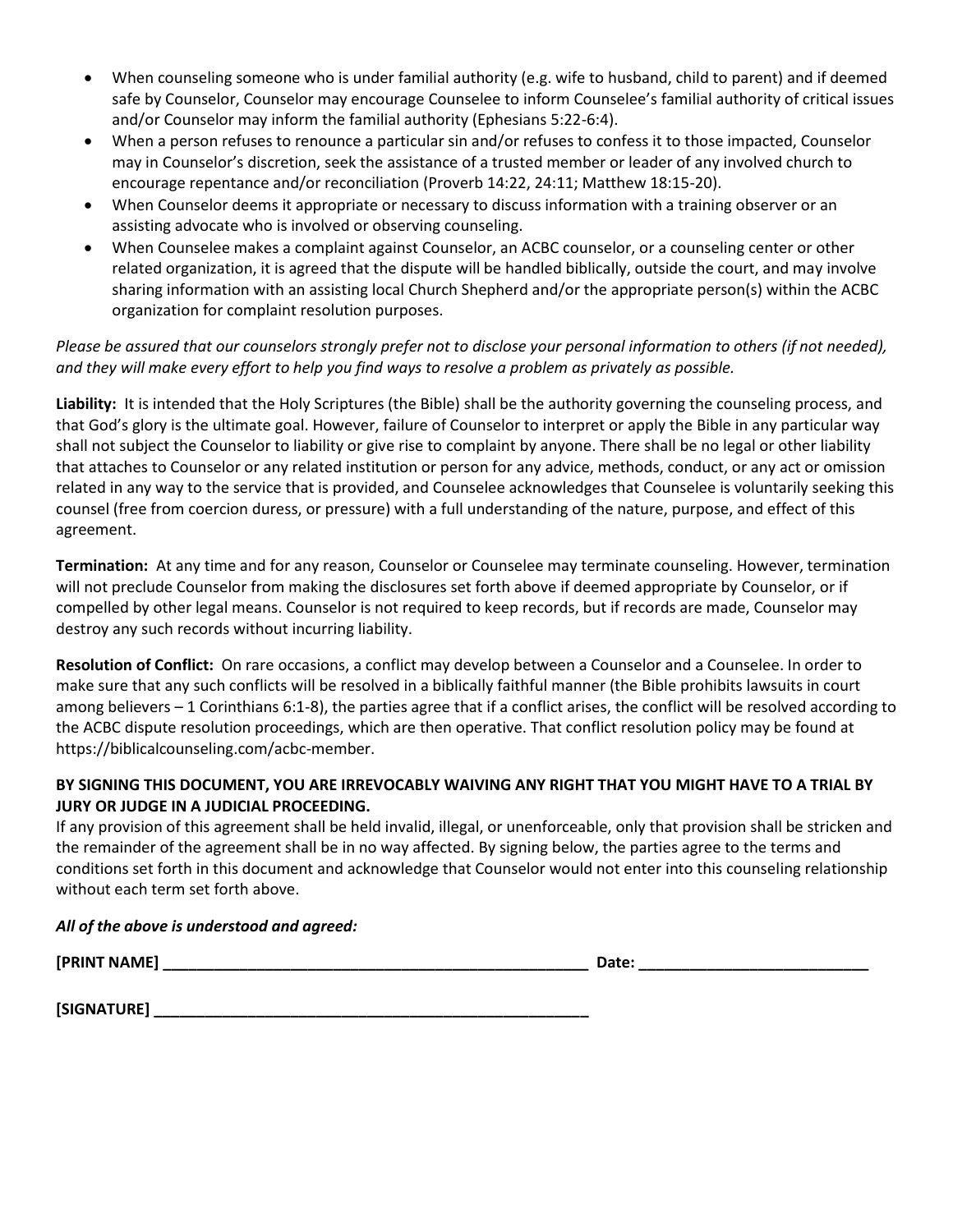- When counseling someone who is under familial authority (e.g. wife to husband, child to parent) and if deemed safe by Counselor, Counselor may encourage Counselee to inform Counselee's familial authority of critical issues and/or Counselor may inform the familial authority (Ephesians 5:22-6:4).
- When a person refuses to renounce a particular sin and/or refuses to confess it to those impacted, Counselor may in Counselor's discretion, seek the assistance of a trusted member or leader of any involved church to encourage repentance and/or reconciliation (Proverb 14:22, 24:11; Matthew 18:15-20).
- When Counselor deems it appropriate or necessary to discuss information with a training observer or an assisting advocate who is involved or observing counseling.
- When Counselee makes a complaint against Counselor, an ACBC counselor, or a counseling center or other related organization, it is agreed that the dispute will be handled biblically, outside the court, and may involve sharing information with an assisting local Church Shepherd and/or the appropriate person(s) within the ACBC organization for complaint resolution purposes.

*Please be assured that our counselors strongly prefer not to disclose your personal information to others (if not needed), and they will make every effort to help you find ways to resolve a problem as privately as possible.*

**Liability:** It is intended that the Holy Scriptures (the Bible) shall be the authority governing the counseling process, and that God's glory is the ultimate goal. However, failure of Counselor to interpret or apply the Bible in any particular way shall not subject the Counselor to liability or give rise to complaint by anyone. There shall be no legal or other liability that attaches to Counselor or any related institution or person for any advice, methods, conduct, or any act or omission related in any way to the service that is provided, and Counselee acknowledges that Counselee is voluntarily seeking this counsel (free from coercion duress, or pressure) with a full understanding of the nature, purpose, and effect of this agreement.

**Termination:** At any time and for any reason, Counselor or Counselee may terminate counseling. However, termination will not preclude Counselor from making the disclosures set forth above if deemed appropriate by Counselor, or if compelled by other legal means. Counselor is not required to keep records, but if records are made, Counselor may destroy any such records without incurring liability.

**Resolution of Conflict:** On rare occasions, a conflict may develop between a Counselor and a Counselee. In order to make sure that any such conflicts will be resolved in a biblically faithful manner (the Bible prohibits lawsuits in court among believers – 1 Corinthians 6:1-8), the parties agree that if a conflict arises, the conflict will be resolved according to the ACBC dispute resolution proceedings, which are then operative. That conflict resolution policy may be found at https://biblicalcounseling.com/acbc-member.

**BY SIGNING THIS DOCUMENT, YOU ARE IRREVOCABLY WAIVING ANY RIGHT THAT YOU MIGHT HAVE TO A TRIAL BY JURY OR JUDGE IN A JUDICIAL PROCEEDING.**
If any provision of this agreement shall be held invalid, illegal, or unenforceable, only that provision shall be stricken and the remainder of the agreement shall be in no way affected. By signing below, the parties agree to the terms and conditions set forth in this document and acknowledge that Counselor would not enter into this counseling relationship without each term set forth above.

***All of the above is understood and agreed:***

**[PRINT NAME] ____________________________________________________ Date: ___________________________**

**[SIGNATURE] _____________________________________________________**